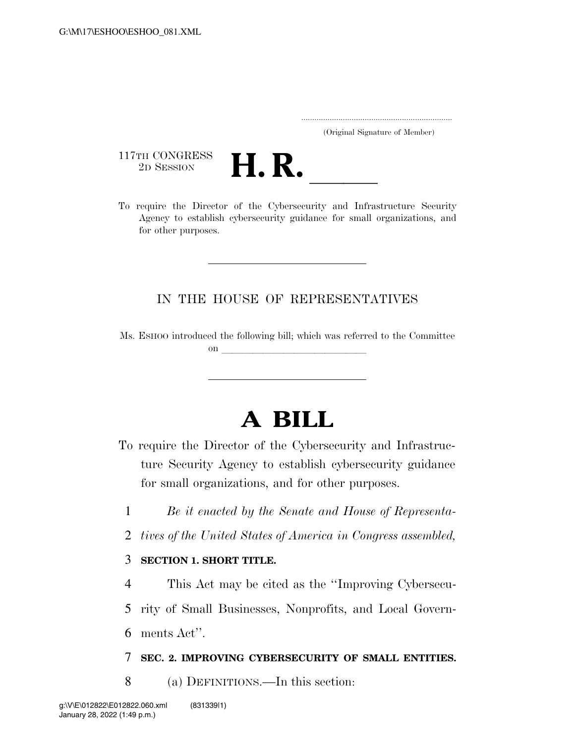(Original Signature of Member)

117TH CONGRESS
2D SESSION

# H. R. ______

To require the Director of the Cybersecurity and Infrastructure Security Agency to establish cybersecurity guidance for small organizations, and for other purposes.

---

IN THE HOUSE OF REPRESENTATIVES

Ms. ESHOO introduced the following bill; which was referred to the Committee on ______________________________

---

# A BILL

To require the Director of the Cybersecurity and Infrastructure Security Agency to establish cybersecurity guidance for small organizations, and for other purposes.

1 *Be it enacted by the Senate and House of Representa-*
2 *tives of the United States of America in Congress assembled,*

3 **SECTION 1. SHORT TITLE.**

4 This Act may be cited as the ''Improving Cybersecu-
5 rity of Small Businesses, Nonprofits, and Local Govern-
6 ments Act''.

7 **SEC. 2. IMPROVING CYBERSECURITY OF SMALL ENTITIES.**

8 (a) DEFINITIONS.—In this section: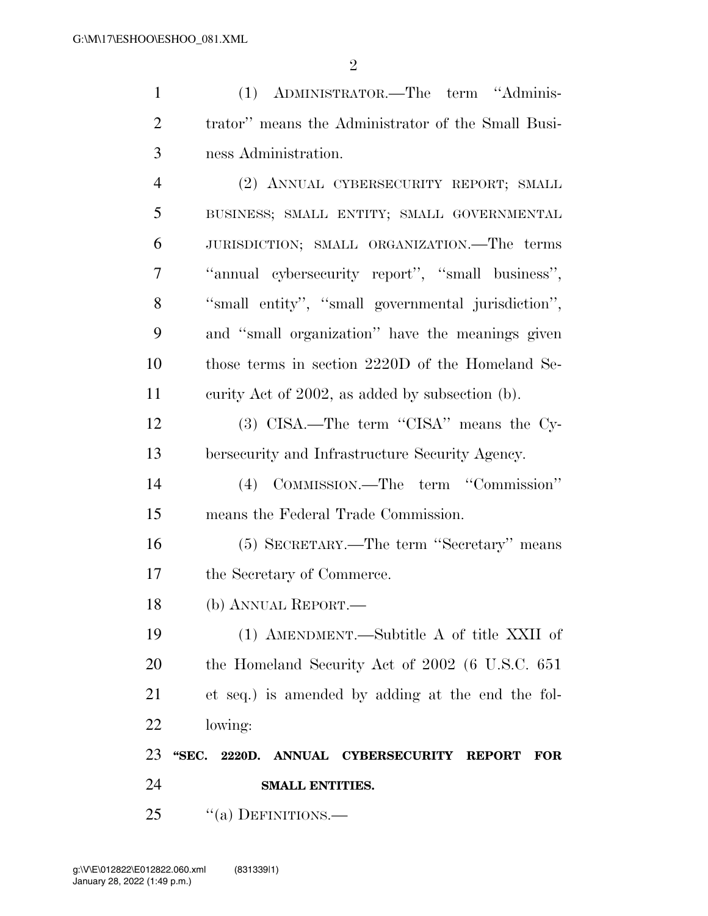(1) ADMINISTRATOR.—The term ''Administrator'' means the Administrator of the Small Business Administration.

(2) ANNUAL CYBERSECURITY REPORT; SMALL BUSINESS; SMALL ENTITY; SMALL GOVERNMENTAL JURISDICTION; SMALL ORGANIZATION.—The terms ''annual cybersecurity report'', ''small business'', ''small entity'', ''small governmental jurisdiction'', and ''small organization'' have the meanings given those terms in section 2220D of the Homeland Security Act of 2002, as added by subsection (b).

(3) CISA.—The term ''CISA'' means the Cybersecurity and Infrastructure Security Agency.

(4) COMMISSION.—The term ''Commission'' means the Federal Trade Commission.

(5) SECRETARY.—The term ''Secretary'' means the Secretary of Commerce.

(b) ANNUAL REPORT.—

(1) AMENDMENT.—Subtitle A of title XXII of the Homeland Security Act of 2002 (6 U.S.C. 651 et seq.) is amended by adding at the end the following:

**''SEC. 2220D. ANNUAL CYBERSECURITY REPORT FOR SMALL ENTITIES.**

''(a) DEFINITIONS.—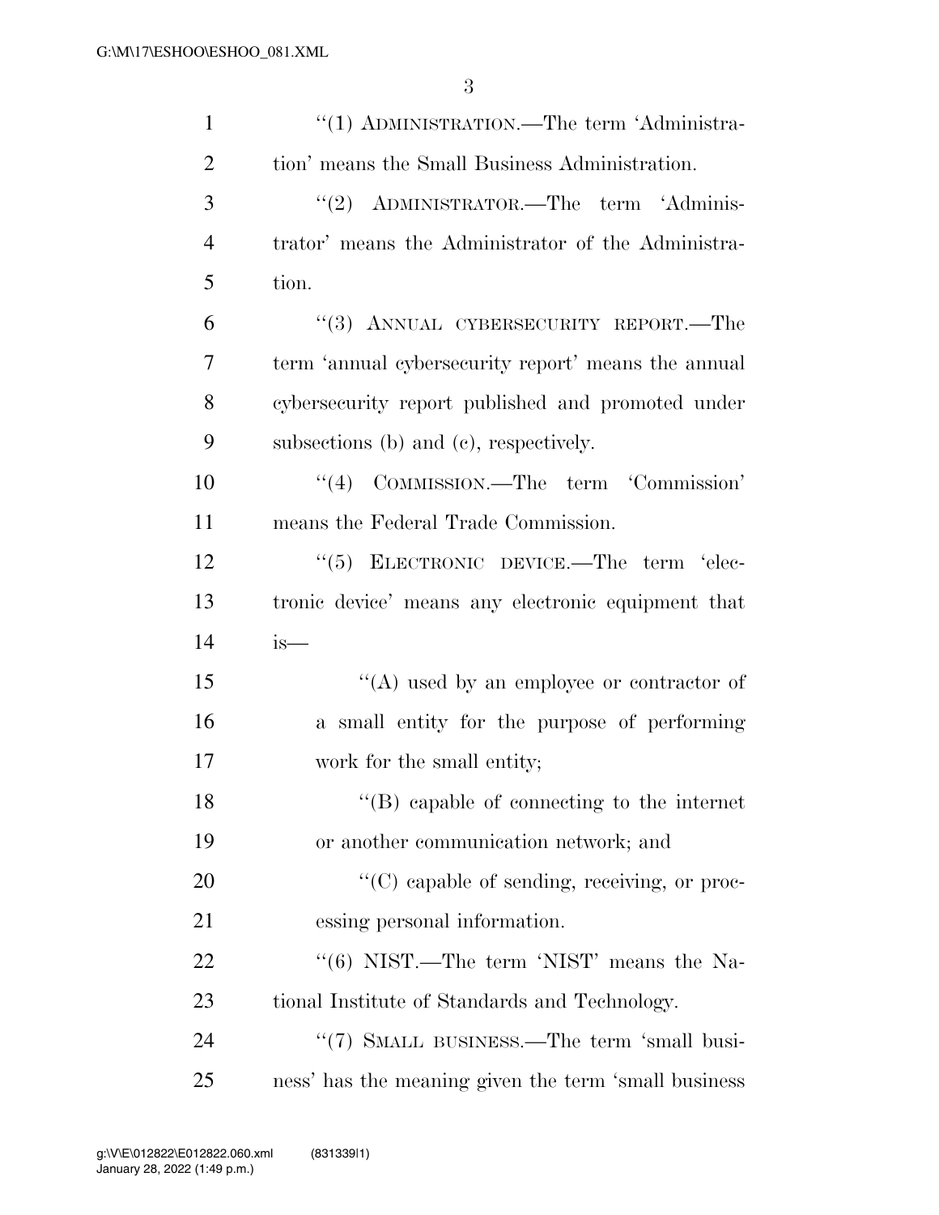''(1) ADMINISTRATION.—The term 'Administration' means the Small Business Administration.

''(2) ADMINISTRATOR.—The term 'Administrator' means the Administrator of the Administration.

''(3) ANNUAL CYBERSECURITY REPORT.—The term 'annual cybersecurity report' means the annual cybersecurity report published and promoted under subsections (b) and (c), respectively.

''(4) COMMISSION.—The term 'Commission' means the Federal Trade Commission.

''(5) ELECTRONIC DEVICE.—The term 'electronic device' means any electronic equipment that is—

''(A) used by an employee or contractor of a small entity for the purpose of performing work for the small entity;

''(B) capable of connecting to the internet or another communication network; and

''(C) capable of sending, receiving, or processing personal information.

''(6) NIST.—The term 'NIST' means the National Institute of Standards and Technology.

''(7) SMALL BUSINESS.—The term 'small business' has the meaning given the term 'small business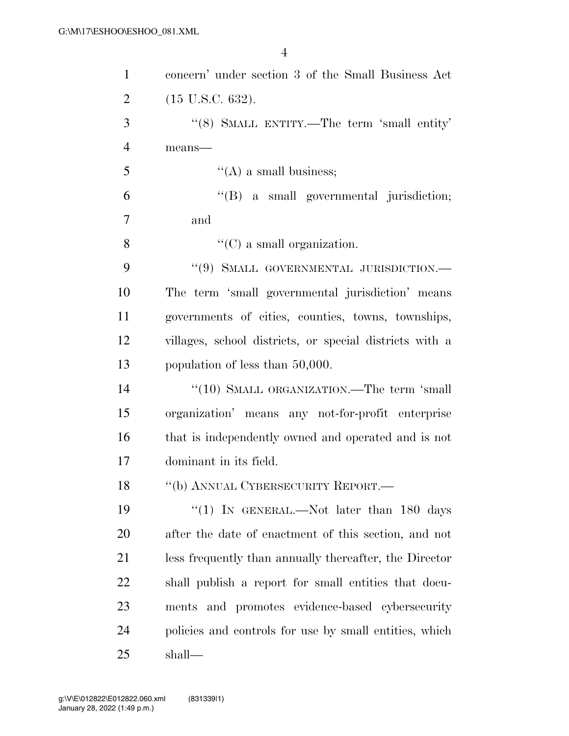concern' under section 3 of the Small Business Act (15 U.S.C. 632).

"(8) SMALL ENTITY.—The term 'small entity' means—

"(A) a small business;

"(B) a small governmental jurisdiction; and

"(C) a small organization.

"(9) SMALL GOVERNMENTAL JURISDICTION.— The term 'small governmental jurisdiction' means governments of cities, counties, towns, townships, villages, school districts, or special districts with a population of less than 50,000.

"(10) SMALL ORGANIZATION.—The term 'small organization' means any not-for-profit enterprise that is independently owned and operated and is not dominant in its field.

"(b) ANNUAL CYBERSECURITY REPORT.—

"(1) IN GENERAL.—Not later than 180 days after the date of enactment of this section, and not less frequently than annually thereafter, the Director shall publish a report for small entities that documents and promotes evidence-based cybersecurity policies and controls for use by small entities, which shall—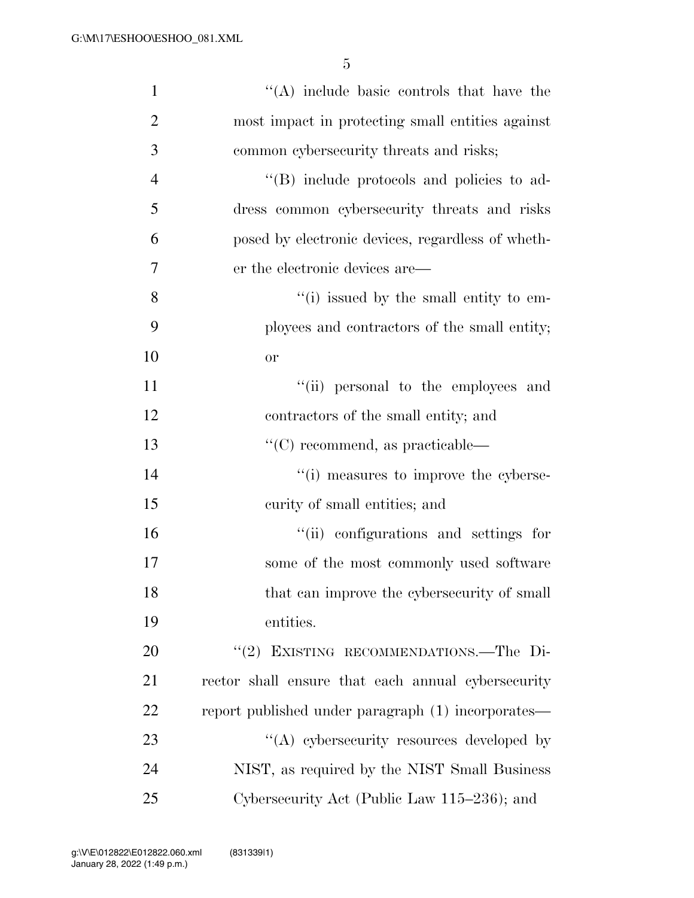''(A) include basic controls that have the most impact in protecting small entities against common cybersecurity threats and risks;

''(B) include protocols and policies to address common cybersecurity threats and risks posed by electronic devices, regardless of whether the electronic devices are—

''(i) issued by the small entity to employees and contractors of the small entity; or

''(ii) personal to the employees and contractors of the small entity; and

''(C) recommend, as practicable—

''(i) measures to improve the cybersecurity of small entities; and

''(ii) configurations and settings for some of the most commonly used software that can improve the cybersecurity of small entities.

''(2) EXISTING RECOMMENDATIONS.—The Director shall ensure that each annual cybersecurity report published under paragraph (1) incorporates—

''(A) cybersecurity resources developed by NIST, as required by the NIST Small Business Cybersecurity Act (Public Law 115–236); and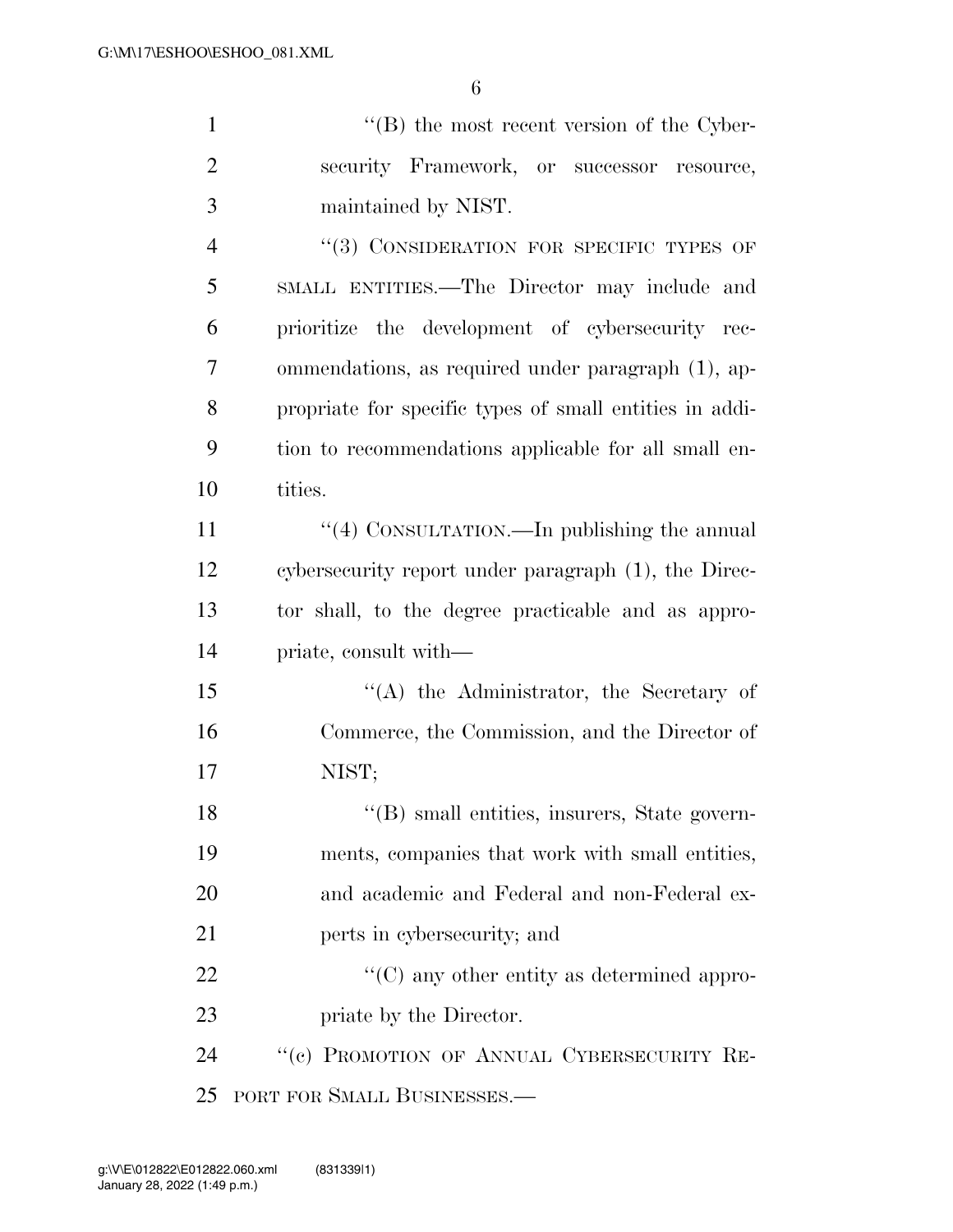''(B) the most recent version of the Cybersecurity Framework, or successor resource, maintained by NIST.

''(3) CONSIDERATION FOR SPECIFIC TYPES OF SMALL ENTITIES.—The Director may include and prioritize the development of cybersecurity recommendations, as required under paragraph (1), appropriate for specific types of small entities in addition to recommendations applicable for all small entities.

''(4) CONSULTATION.—In publishing the annual cybersecurity report under paragraph (1), the Director shall, to the degree practicable and as appropriate, consult with—

''(A) the Administrator, the Secretary of Commerce, the Commission, and the Director of NIST;

''(B) small entities, insurers, State governments, companies that work with small entities, and academic and Federal and non-Federal experts in cybersecurity; and

''(C) any other entity as determined appropriate by the Director.

''(c) PROMOTION OF ANNUAL CYBERSECURITY REPORT FOR SMALL BUSINESSES.—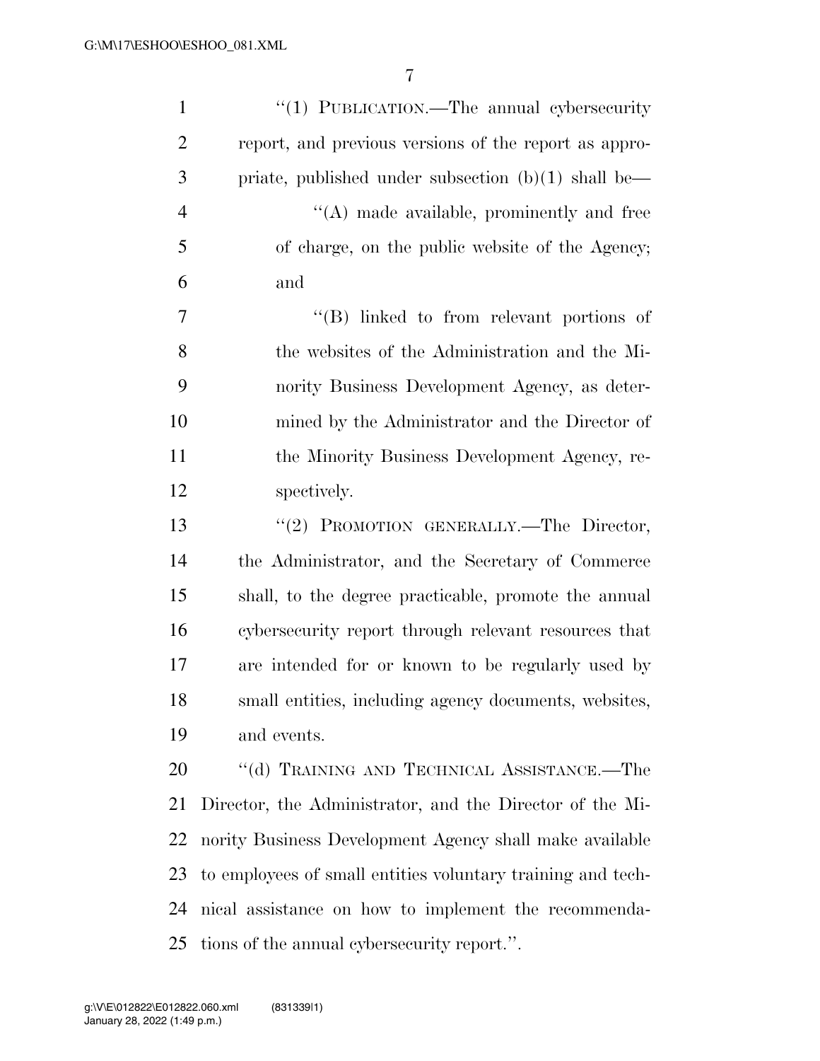''(1) PUBLICATION.—The annual cybersecurity report, and previous versions of the report as appropriate, published under subsection (b)(1) shall be—

''(A) made available, prominently and free of charge, on the public website of the Agency; and

''(B) linked to from relevant portions of the websites of the Administration and the Minority Business Development Agency, as determined by the Administrator and the Director of the Minority Business Development Agency, respectively.

''(2) PROMOTION GENERALLY.—The Director, the Administrator, and the Secretary of Commerce shall, to the degree practicable, promote the annual cybersecurity report through relevant resources that are intended for or known to be regularly used by small entities, including agency documents, websites, and events.

''(d) TRAINING AND TECHNICAL ASSISTANCE.—The Director, the Administrator, and the Director of the Minority Business Development Agency shall make available to employees of small entities voluntary training and technical assistance on how to implement the recommendations of the annual cybersecurity report.''.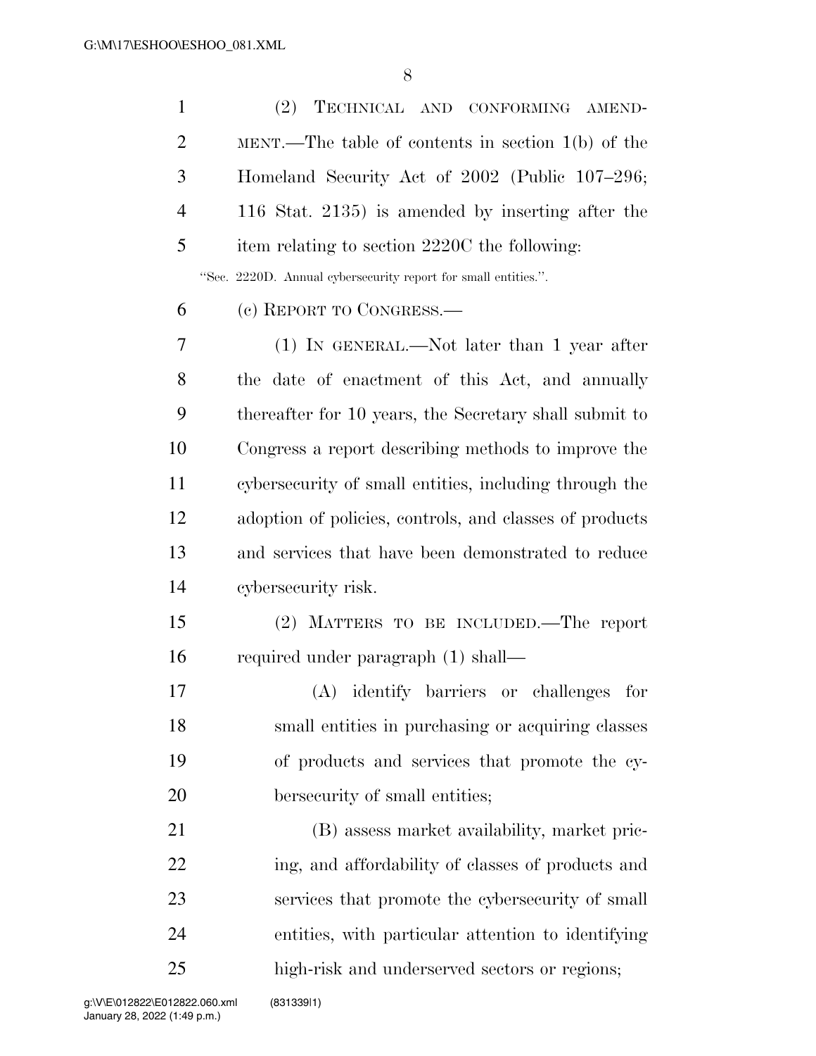(2) TECHNICAL AND CONFORMING AMENDMENT.—The table of contents in section 1(b) of the Homeland Security Act of 2002 (Public 107–296; 116 Stat. 2135) is amended by inserting after the item relating to section 2220C the following:

"Sec. 2220D. Annual cybersecurity report for small entities.".

(c) REPORT TO CONGRESS.—

(1) IN GENERAL.—Not later than 1 year after the date of enactment of this Act, and annually thereafter for 10 years, the Secretary shall submit to Congress a report describing methods to improve the cybersecurity of small entities, including through the adoption of policies, controls, and classes of products and services that have been demonstrated to reduce cybersecurity risk.

(2) MATTERS TO BE INCLUDED.—The report required under paragraph (1) shall—

(A) identify barriers or challenges for small entities in purchasing or acquiring classes of products and services that promote the cybersecurity of small entities;

(B) assess market availability, market pricing, and affordability of classes of products and services that promote the cybersecurity of small entities, with particular attention to identifying high-risk and underserved sectors or regions;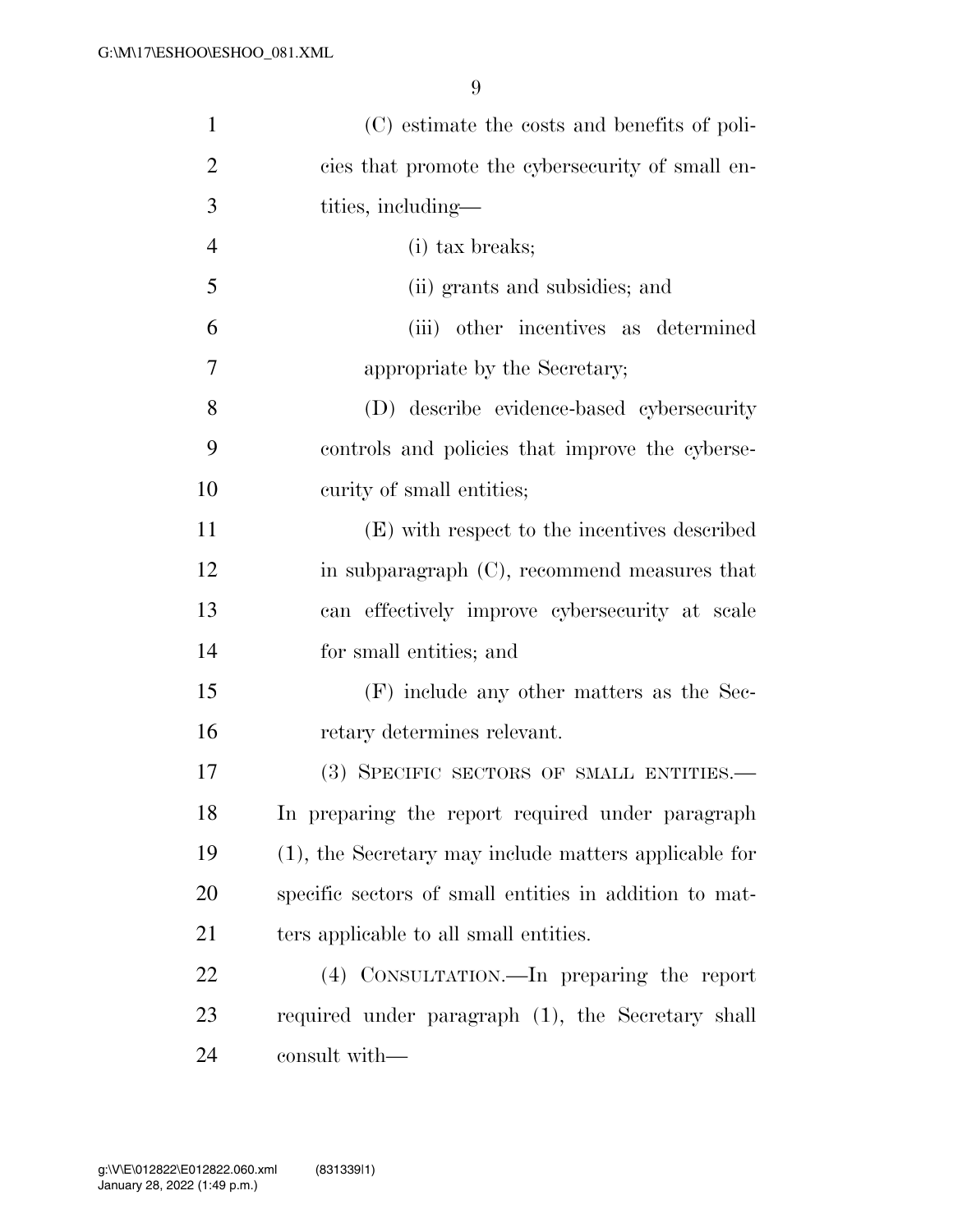(C) estimate the costs and benefits of policies that promote the cybersecurity of small entities, including—

(i) tax breaks;

(ii) grants and subsidies; and

(iii) other incentives as determined appropriate by the Secretary;

(D) describe evidence-based cybersecurity controls and policies that improve the cybersecurity of small entities;

(E) with respect to the incentives described in subparagraph (C), recommend measures that can effectively improve cybersecurity at scale for small entities; and

(F) include any other matters as the Secretary determines relevant.

(3) SPECIFIC SECTORS OF SMALL ENTITIES.—In preparing the report required under paragraph (1), the Secretary may include matters applicable for specific sectors of small entities in addition to matters applicable to all small entities.

(4) CONSULTATION.—In preparing the report required under paragraph (1), the Secretary shall consult with—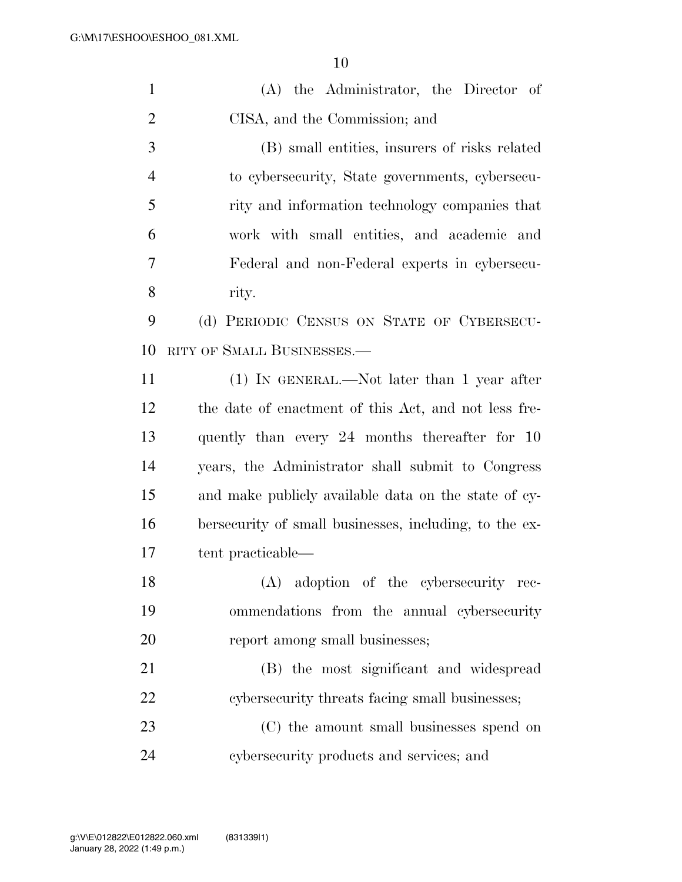(A) the Administrator, the Director of CISA, and the Commission; and

(B) small entities, insurers of risks related to cybersecurity, State governments, cybersecurity and information technology companies that work with small entities, and academic and Federal and non-Federal experts in cybersecurity.

(d) PERIODIC CENSUS ON STATE OF CYBERSECURITY OF SMALL BUSINESSES.—

(1) IN GENERAL.—Not later than 1 year after the date of enactment of this Act, and not less frequently than every 24 months thereafter for 10 years, the Administrator shall submit to Congress and make publicly available data on the state of cybersecurity of small businesses, including, to the extent practicable—

(A) adoption of the cybersecurity recommendations from the annual cybersecurity report among small businesses;

(B) the most significant and widespread cybersecurity threats facing small businesses;

(C) the amount small businesses spend on cybersecurity products and services; and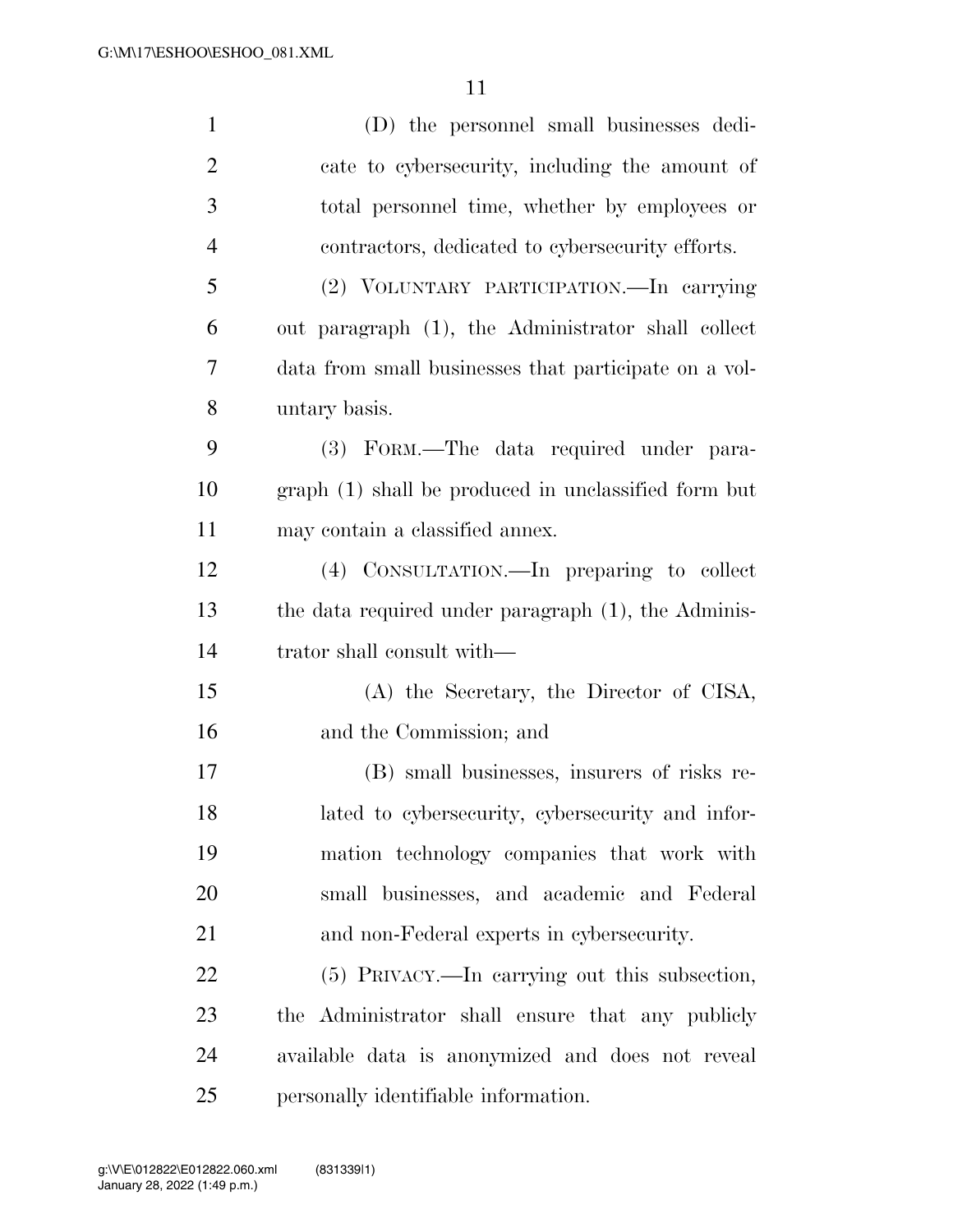(D) the personnel small businesses dedicate to cybersecurity, including the amount of total personnel time, whether by employees or contractors, dedicated to cybersecurity efforts.

(2) VOLUNTARY PARTICIPATION.—In carrying out paragraph (1), the Administrator shall collect data from small businesses that participate on a voluntary basis.

(3) FORM.—The data required under paragraph (1) shall be produced in unclassified form but may contain a classified annex.

(4) CONSULTATION.—In preparing to collect the data required under paragraph (1), the Administrator shall consult with—

(A) the Secretary, the Director of CISA, and the Commission; and

(B) small businesses, insurers of risks related to cybersecurity, cybersecurity and information technology companies that work with small businesses, and academic and Federal and non-Federal experts in cybersecurity.

(5) PRIVACY.—In carrying out this subsection, the Administrator shall ensure that any publicly available data is anonymized and does not reveal personally identifiable information.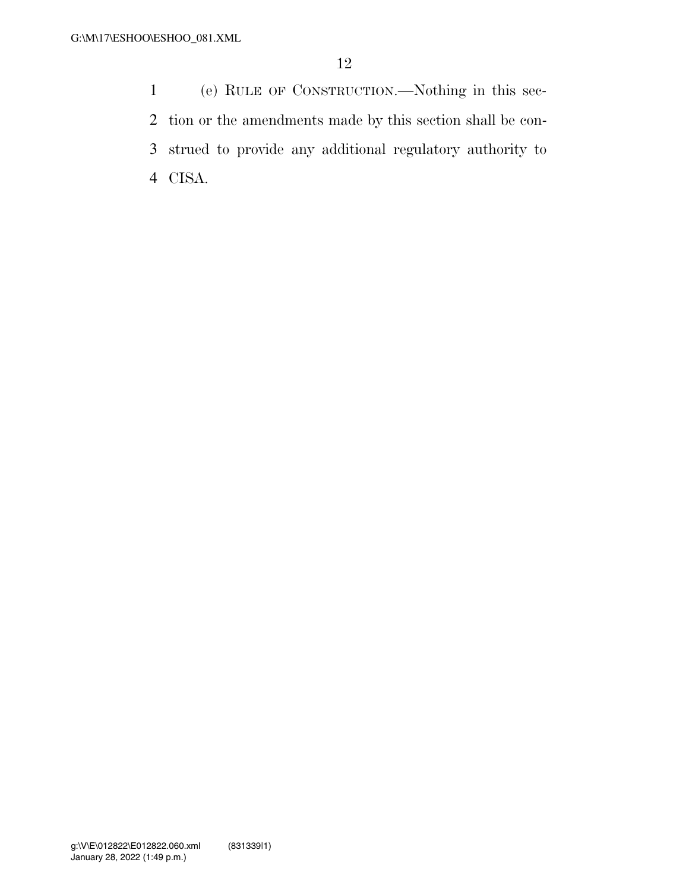(e) RULE OF CONSTRUCTION.—Nothing in this section or the amendments made by this section shall be construed to provide any additional regulatory authority to CISA.